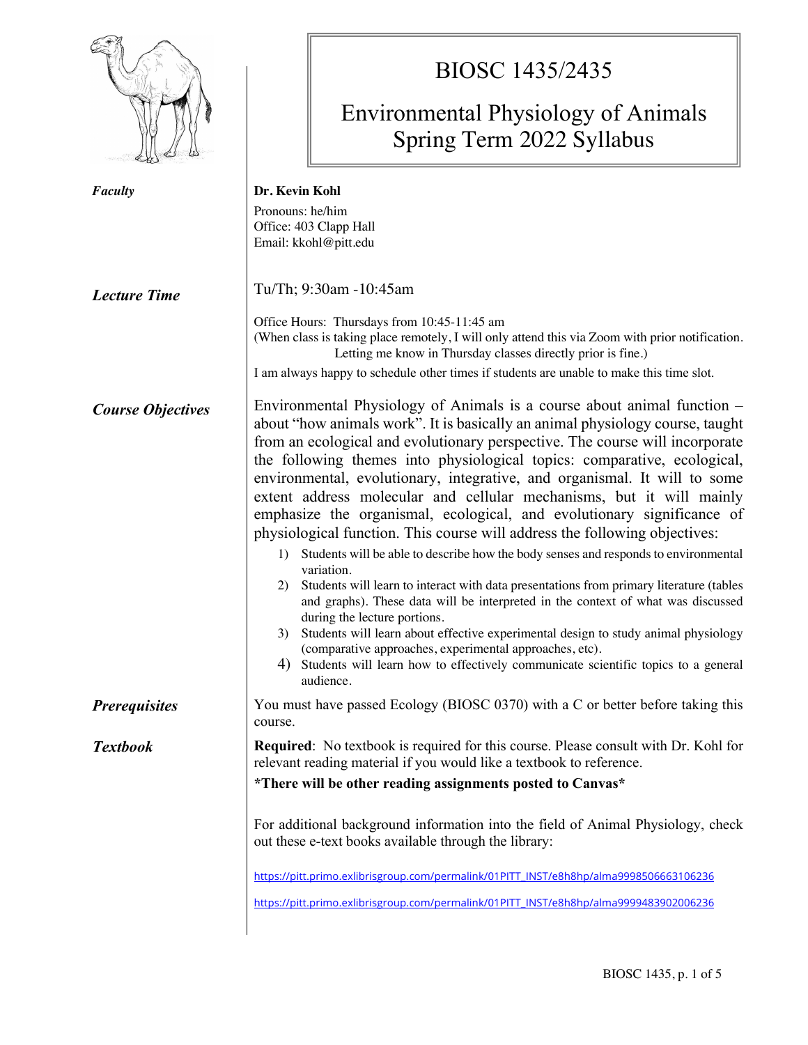# BIOSC 1435/2435

## Environmental Physiology of Animals Spring Term 2022 Syllabus

***Faculty***

**Dr. Kevin Kohl**

Pronouns: he/him
Office: 403 Clapp Hall
Email: kkohl@pitt.edu

***Lecture Time***

Tu/Th; 9:30am -10:45am

Office Hours: Thursdays from 10:45-11:45 am
(When class is taking place remotely, I will only attend this via Zoom with prior notification. Letting me know in Thursday classes directly prior is fine.)

I am always happy to schedule other times if students are unable to make this time slot.

***Course Objectives***

Environmental Physiology of Animals is a course about animal function – about "how animals work". It is basically an animal physiology course, taught from an ecological and evolutionary perspective. The course will incorporate the following themes into physiological topics: comparative, ecological, environmental, evolutionary, integrative, and organismal. It will to some extent address molecular and cellular mechanisms, but it will mainly emphasize the organismal, ecological, and evolutionary significance of physiological function. This course will address the following objectives:

1) Students will be able to describe how the body senses and responds to environmental variation.
2) Students will learn to interact with data presentations from primary literature (tables and graphs). These data will be interpreted in the context of what was discussed during the lecture portions.
3) Students will learn about effective experimental design to study animal physiology (comparative approaches, experimental approaches, etc).
4) Students will learn how to effectively communicate scientific topics to a general audience.

***Prerequisites***

You must have passed Ecology (BIOSC 0370) with a C or better before taking this course.

***Textbook***

**Required**: No textbook is required for this course. Please consult with Dr. Kohl for relevant reading material if you would like a textbook to reference.

***There will be other reading assignments posted to Canvas***

For additional background information into the field of Animal Physiology, check out these e-text books available through the library:

https://pitt.primo.exlibrisgroup.com/permalink/01PITT_INST/e8h8hp/alma9998506663106236

https://pitt.primo.exlibrisgroup.com/permalink/01PITT_INST/e8h8hp/alma9999483902006236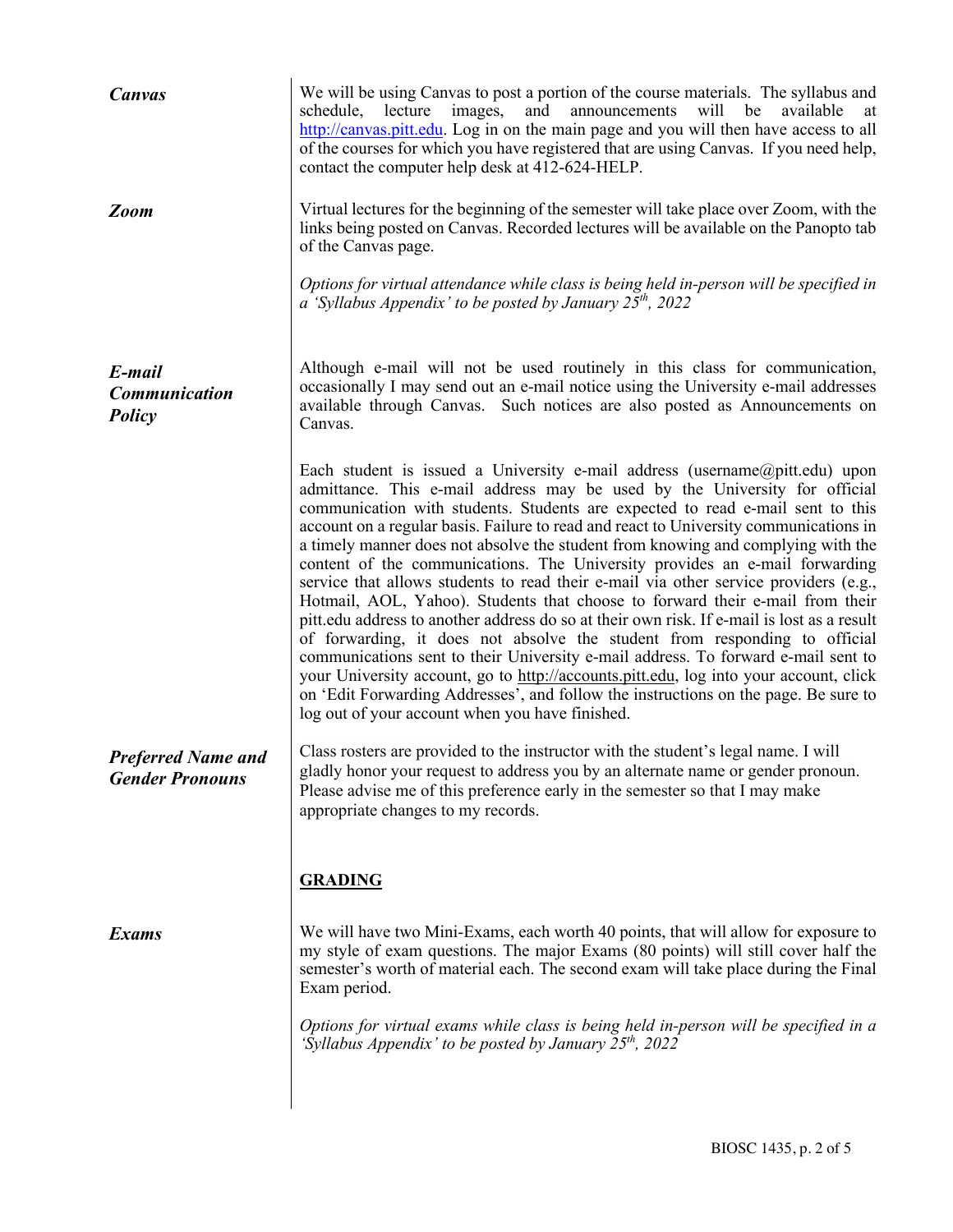***Canvas***

We will be using Canvas to post a portion of the course materials. The syllabus and schedule, lecture images, and announcements will be available at http://canvas.pitt.edu. Log in on the main page and you will then have access to all of the courses for which you have registered that are using Canvas. If you need help, contact the computer help desk at 412-624-HELP.

***Zoom***

Virtual lectures for the beginning of the semester will take place over Zoom, with the links being posted on Canvas. Recorded lectures will be available on the Panopto tab of the Canvas page.

*Options for virtual attendance while class is being held in-person will be specified in a 'Syllabus Appendix' to be posted by January 25th, 2022*

***E-mail Communication Policy***

Although e-mail will not be used routinely in this class for communication, occasionally I may send out an e-mail notice using the University e-mail addresses available through Canvas. Such notices are also posted as Announcements on Canvas.

Each student is issued a University e-mail address (username@pitt.edu) upon admittance. This e-mail address may be used by the University for official communication with students. Students are expected to read e-mail sent to this account on a regular basis. Failure to read and react to University communications in a timely manner does not absolve the student from knowing and complying with the content of the communications. The University provides an e-mail forwarding service that allows students to read their e-mail via other service providers (e.g., Hotmail, AOL, Yahoo). Students that choose to forward their e-mail from their pitt.edu address to another address do so at their own risk. If e-mail is lost as a result of forwarding, it does not absolve the student from responding to official communications sent to their University e-mail address. To forward e-mail sent to your University account, go to http://accounts.pitt.edu, log into your account, click on 'Edit Forwarding Addresses', and follow the instructions on the page. Be sure to log out of your account when you have finished.

***Preferred Name and Gender Pronouns***

Class rosters are provided to the instructor with the student's legal name. I will gladly honor your request to address you by an alternate name or gender pronoun. Please advise me of this preference early in the semester so that I may make appropriate changes to my records.

## GRADING

***Exams***

We will have two Mini-Exams, each worth 40 points, that will allow for exposure to my style of exam questions. The major Exams (80 points) will still cover half the semester's worth of material each. The second exam will take place during the Final Exam period.

*Options for virtual exams while class is being held in-person will be specified in a 'Syllabus Appendix' to be posted by January 25th, 2022*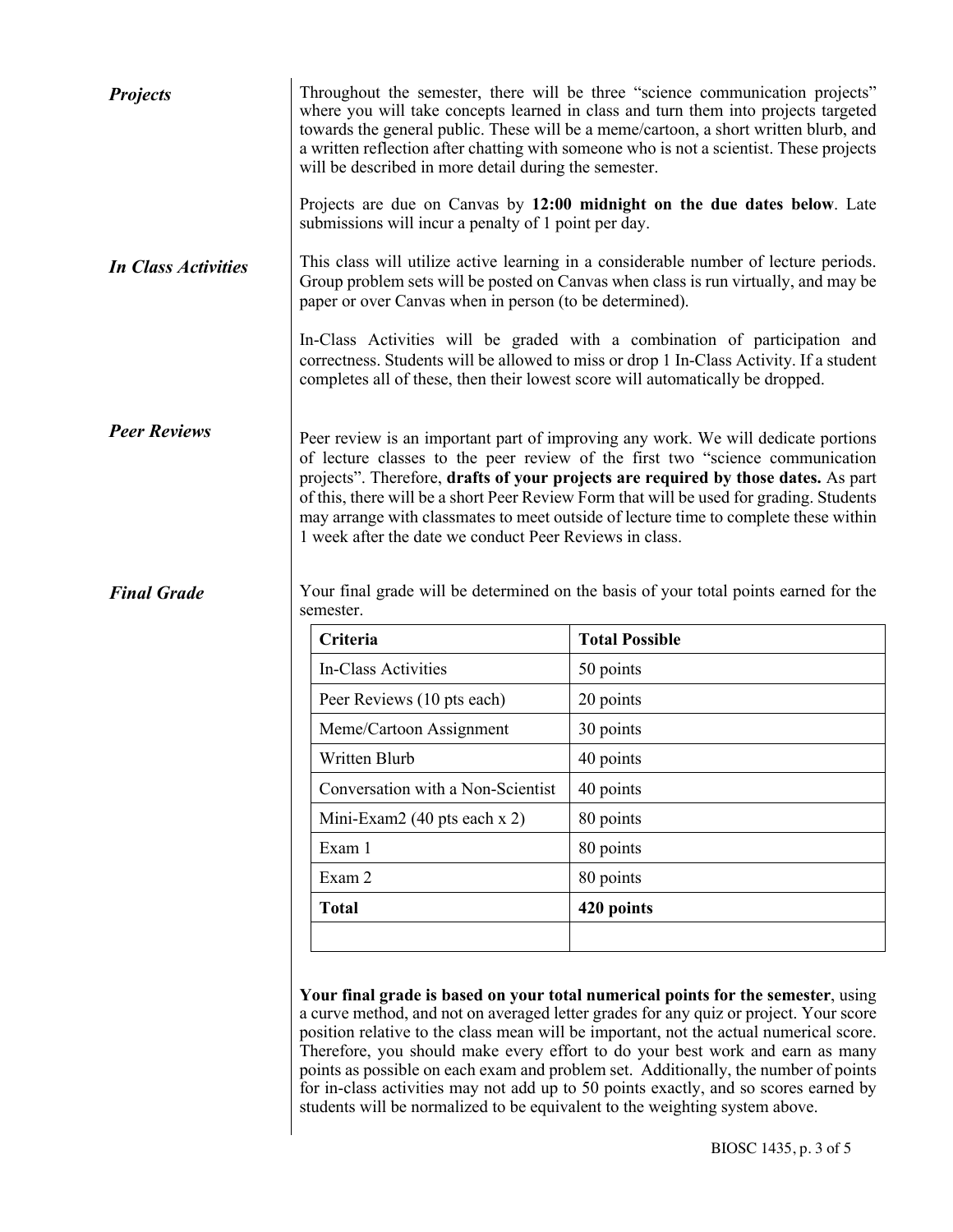### *Projects*

Throughout the semester, there will be three "science communication projects" where you will take concepts learned in class and turn them into projects targeted towards the general public. These will be a meme/cartoon, a short written blurb, and a written reflection after chatting with someone who is not a scientist. These projects will be described in more detail during the semester.

Projects are due on Canvas by **12:00 midnight on the due dates below**. Late submissions will incur a penalty of 1 point per day.

### *In Class Activities*

This class will utilize active learning in a considerable number of lecture periods. Group problem sets will be posted on Canvas when class is run virtually, and may be paper or over Canvas when in person (to be determined).

In-Class Activities will be graded with a combination of participation and correctness. Students will be allowed to miss or drop 1 In-Class Activity. If a student completes all of these, then their lowest score will automatically be dropped.

### *Peer Reviews*

Peer review is an important part of improving any work. We will dedicate portions of lecture classes to the peer review of the first two "science communication projects". Therefore, **drafts of your projects are required by those dates.** As part of this, there will be a short Peer Review Form that will be used for grading. Students may arrange with classmates to meet outside of lecture time to complete these within 1 week after the date we conduct Peer Reviews in class.

### *Final Grade*

Your final grade will be determined on the basis of your total points earned for the semester.

| **Criteria** | **Total Possible** |
|---|---|
| In-Class Activities | 50 points |
| Peer Reviews (10 pts each) | 20 points |
| Meme/Cartoon Assignment | 30 points |
| Written Blurb | 40 points |
| Conversation with a Non-Scientist | 40 points |
| Mini-Exam2 (40 pts each x 2) | 80 points |
| Exam 1 | 80 points |
| Exam 2 | 80 points |
| **Total** | **420 points** |
| | |

**Your final grade is based on your total numerical points for the semester**, using a curve method, and not on averaged letter grades for any quiz or project. Your score position relative to the class mean will be important, not the actual numerical score. Therefore, you should make every effort to do your best work and earn as many points as possible on each exam and problem set. Additionally, the number of points for in-class activities may not add up to 50 points exactly, and so scores earned by students will be normalized to be equivalent to the weighting system above.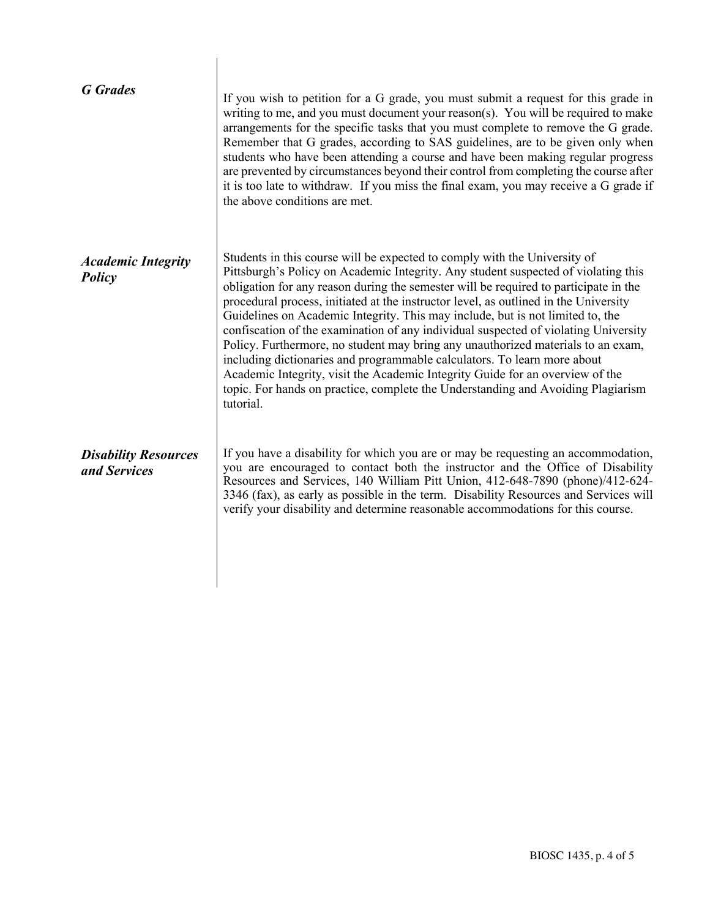### *G Grades*

If you wish to petition for a G grade, you must submit a request for this grade in writing to me, and you must document your reason(s). You will be required to make arrangements for the specific tasks that you must complete to remove the G grade. Remember that G grades, according to SAS guidelines, are to be given only when students who have been attending a course and have been making regular progress are prevented by circumstances beyond their control from completing the course after it is too late to withdraw. If you miss the final exam, you may receive a G grade if the above conditions are met.

### *Academic Integrity Policy*

Students in this course will be expected to comply with the University of Pittsburgh's Policy on Academic Integrity. Any student suspected of violating this obligation for any reason during the semester will be required to participate in the procedural process, initiated at the instructor level, as outlined in the University Guidelines on Academic Integrity. This may include, but is not limited to, the confiscation of the examination of any individual suspected of violating University Policy. Furthermore, no student may bring any unauthorized materials to an exam, including dictionaries and programmable calculators. To learn more about Academic Integrity, visit the Academic Integrity Guide for an overview of the topic. For hands on practice, complete the Understanding and Avoiding Plagiarism tutorial.

### *Disability Resources and Services*

If you have a disability for which you are or may be requesting an accommodation, you are encouraged to contact both the instructor and the Office of Disability Resources and Services, 140 William Pitt Union, 412-648-7890 (phone)/412-624-3346 (fax), as early as possible in the term. Disability Resources and Services will verify your disability and determine reasonable accommodations for this course.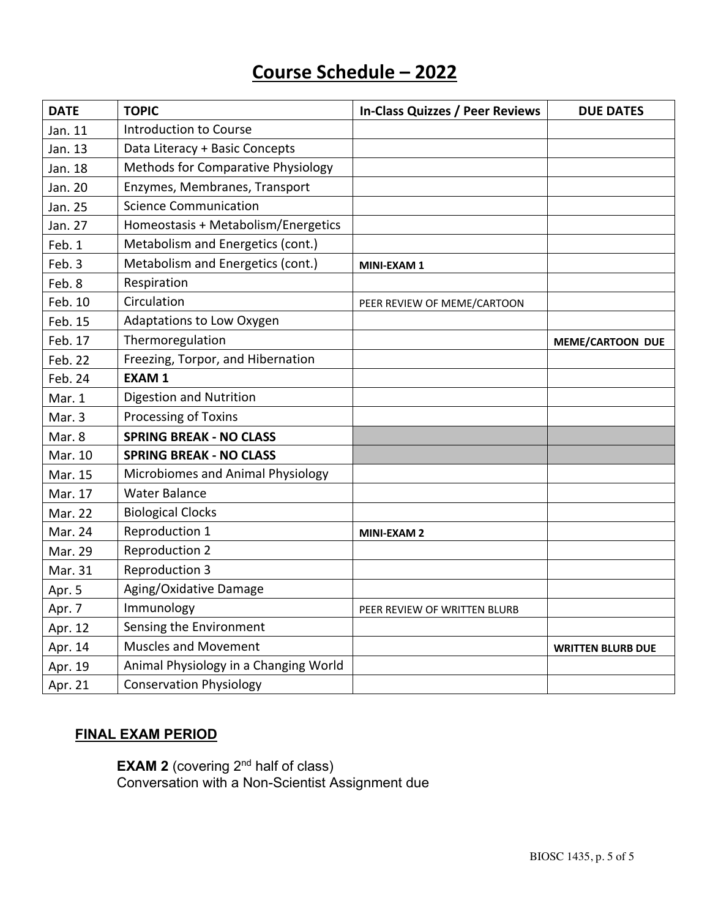# Course Schedule – 2022

| DATE | TOPIC | In-Class Quizzes / Peer Reviews | DUE DATES |
|---|---|---|---|
| Jan. 11 | Introduction to Course | | |
| Jan. 13 | Data Literacy + Basic Concepts | | |
| Jan. 18 | Methods for Comparative Physiology | | |
| Jan. 20 | Enzymes, Membranes, Transport | | |
| Jan. 25 | Science Communication | | |
| Jan. 27 | Homeostasis + Metabolism/Energetics | | |
| Feb. 1 | Metabolism and Energetics (cont.) | | |
| Feb. 3 | Metabolism and Energetics (cont.) | **MINI-EXAM 1** | |
| Feb. 8 | Respiration | | |
| Feb. 10 | Circulation | PEER REVIEW OF MEME/CARTOON | |
| Feb. 15 | Adaptations to Low Oxygen | | |
| Feb. 17 | Thermoregulation | | **MEME/CARTOON DUE** |
| Feb. 22 | Freezing, Torpor, and Hibernation | | |
| Feb. 24 | **EXAM 1** | | |
| Mar. 1 | Digestion and Nutrition | | |
| Mar. 3 | Processing of Toxins | | |
| Mar. 8 | **SPRING BREAK - NO CLASS** | | |
| Mar. 10 | **SPRING BREAK - NO CLASS** | | |
| Mar. 15 | Microbiomes and Animal Physiology | | |
| Mar. 17 | Water Balance | | |
| Mar. 22 | Biological Clocks | | |
| Mar. 24 | Reproduction 1 | **MINI-EXAM 2** | |
| Mar. 29 | Reproduction 2 | | |
| Mar. 31 | Reproduction 3 | | |
| Apr. 5 | Aging/Oxidative Damage | | |
| Apr. 7 | Immunology | PEER REVIEW OF WRITTEN BLURB | |
| Apr. 12 | Sensing the Environment | | |
| Apr. 14 | Muscles and Movement | | **WRITTEN BLURB DUE** |
| Apr. 19 | Animal Physiology in a Changing World | | |
| Apr. 21 | Conservation Physiology | | |

## FINAL EXAM PERIOD

**EXAM 2** (covering 2nd half of class)
Conversation with a Non-Scientist Assignment due